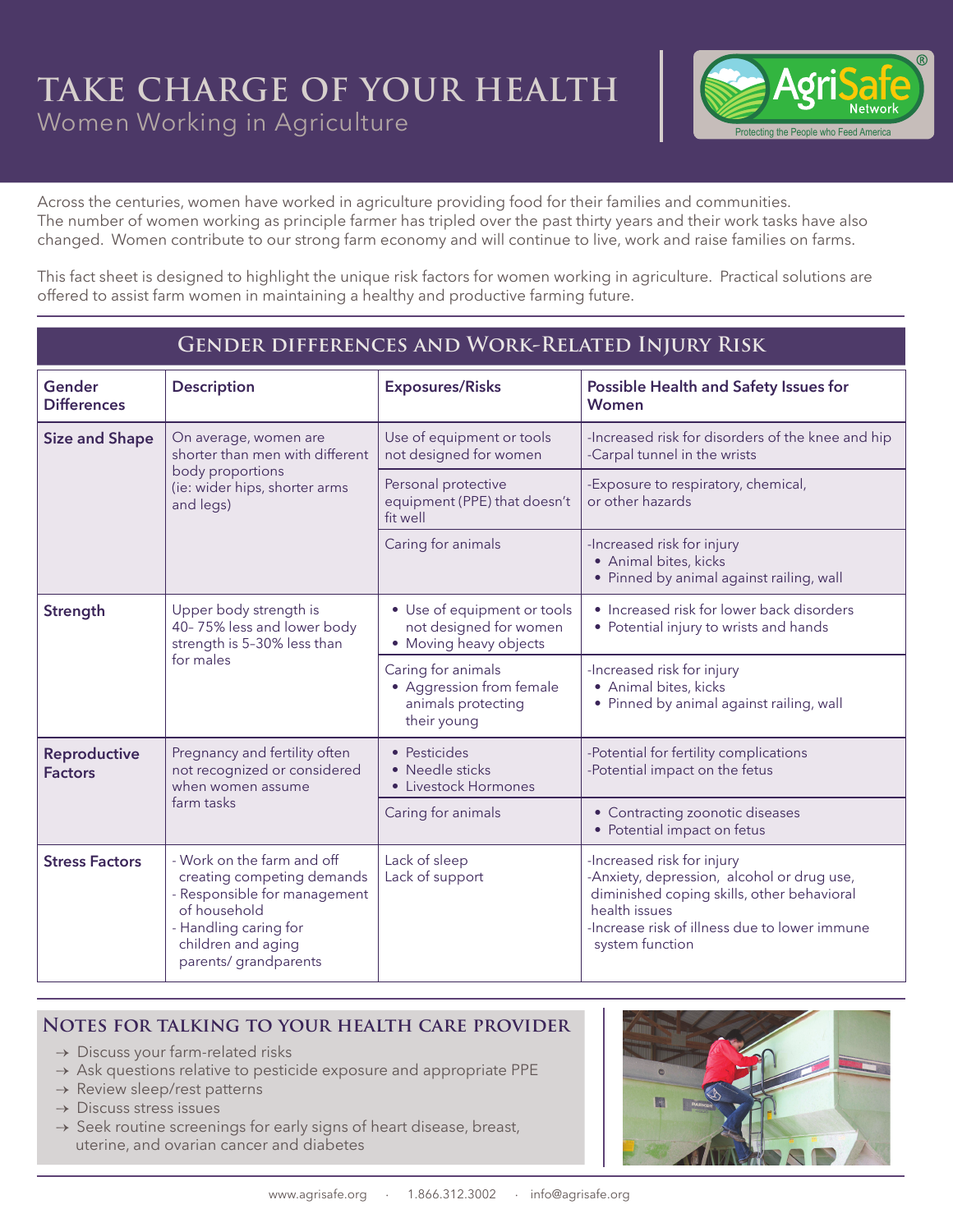# TAKE CHARGE OF YOUR HEALTH

Women Working in Agriculture

Across the centuries, women have worked in agriculture providing food for their families and communities. The number of women working as principle farmer has tripled over the past thirty years and their work tasks have also changed. Women contribute to our strong farm economy and will continue to live, work and raise families on farms.

This fact sheet is designed to highlight the unique risk factors for women working in agriculture. Practical solutions are offered to assist farm women in maintaining a healthy and productive farming future.

## Gender differences and Work-Related Injury Risk

| Gender Differences | Description | Exposures/Risks | Possible Health and Safety Issues for Women |
|---|---|---|---|
| **Size and Shape** | On average, women are shorter than men with different body proportions (ie: wider hips, shorter arms and legs) | Use of equipment or tools not designed for women | -Increased risk for disorders of the knee and hip<br>-Carpal tunnel in the wrists |
| | | Personal protective equipment (PPE) that doesn't fit well | -Exposure to respiratory, chemical, or other hazards |
| | | Caring for animals | -Increased risk for injury<br>• Animal bites, kicks<br>• Pinned by animal against railing, wall |
| **Strength** | Upper body strength is 40- 75% less and lower body strength is 5-30% less than for males | • Use of equipment or tools not designed for women<br>• Moving heavy objects | • Increased risk for lower back disorders<br>• Potential injury to wrists and hands |
| | | Caring for animals<br>• Aggression from female animals protecting their young | -Increased risk for injury<br>• Animal bites, kicks<br>• Pinned by animal against railing, wall |
| **Reproductive Factors** | Pregnancy and fertility often not recognized or considered when women assume farm tasks | • Pesticides<br>• Needle sticks<br>• Livestock Hormones | -Potential for fertility complications<br>-Potential impact on the fetus |
| | | Caring for animals | • Contracting zoonotic diseases<br>• Potential impact on fetus |
| **Stress Factors** | - Work on the farm and off creating competing demands<br>- Responsible for management of household<br>- Handling caring for children and aging parents/ grandparents | Lack of sleep<br>Lack of support | -Increased risk for injury<br>-Anxiety, depression, alcohol or drug use, diminished coping skills, other behavioral health issues<br>-Increase risk of illness due to lower immune system function |

## Notes for talking to your health care provider

- → Discuss your farm-related risks
- → Ask questions relative to pesticide exposure and appropriate PPE
- → Review sleep/rest patterns
- → Discuss stress issues
- → Seek routine screenings for early signs of heart disease, breast, uterine, and ovarian cancer and diabetes

www.agrisafe.org · 1.866.312.3002 · info@agrisafe.org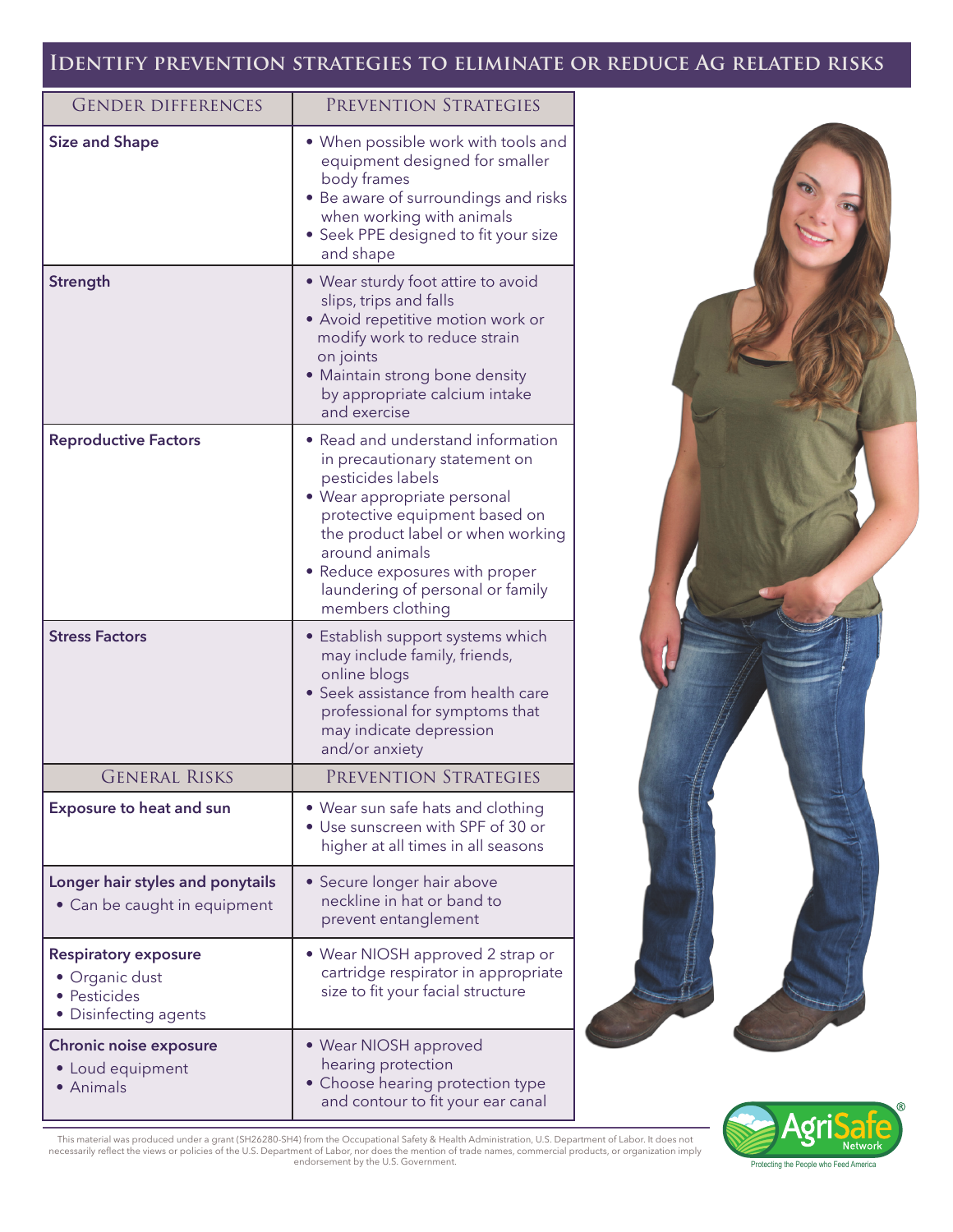## Identify prevention strategies to eliminate or reduce Ag related risks

| Gender differences | Prevention Strategies |
|---|---|
| **Size and Shape** | • When possible work with tools and equipment designed for smaller body frames<br>• Be aware of surroundings and risks when working with animals<br>• Seek PPE designed to fit your size and shape |
| **Strength** | • Wear sturdy foot attire to avoid slips, trips and falls<br>• Avoid repetitive motion work or modify work to reduce strain on joints<br>• Maintain strong bone density by appropriate calcium intake and exercise |
| **Reproductive Factors** | • Read and understand information in precautionary statement on pesticides labels<br>• Wear appropriate personal protective equipment based on the product label or when working around animals<br>• Reduce exposures with proper laundering of personal or family members clothing |
| **Stress Factors** | • Establish support systems which may include family, friends, online blogs<br>• Seek assistance from health care professional for symptoms that may indicate depression and/or anxiety |
| **General Risks** | **Prevention Strategies** |
| **Exposure to heat and sun** | • Wear sun safe hats and clothing<br>• Use sunscreen with SPF of 30 or higher at all times in all seasons |
| **Longer hair styles and ponytails**<br>• Can be caught in equipment | • Secure longer hair above neckline in hat or band to prevent entanglement |
| **Respiratory exposure**<br>• Organic dust<br>• Pesticides<br>• Disinfecting agents | • Wear NIOSH approved 2 strap or cartridge respirator in appropriate size to fit your facial structure |
| **Chronic noise exposure**<br>• Loud equipment<br>• Animals | • Wear NIOSH approved hearing protection<br>• Choose hearing protection type and contour to fit your ear canal |

This material was produced under a grant (SH26280-SH4) from the Occupational Safety & Health Administration, U.S. Department of Labor. It does not necessarily reflect the views or policies of the U.S. Department of Labor, nor does the mention of trade names, commercial products, or organization imply endorsement by the U.S. Government.

AgriSafe Network® — Protecting the People who Feed America